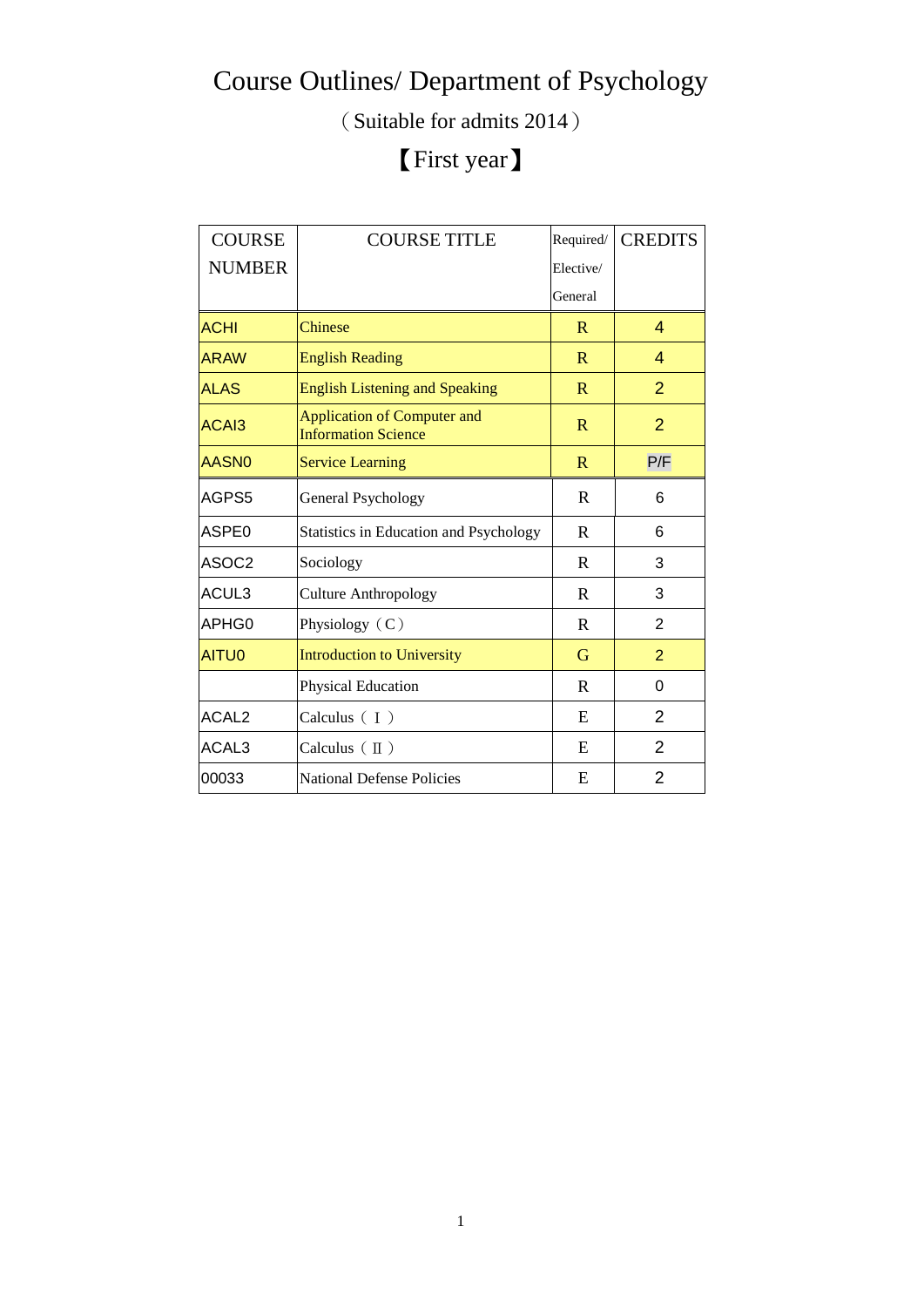# Course Outlines/ Department of Psychology

（Suitable for admits 2014）

【First year】

| COURSE NUMBER | COURSE TITLE | Required/ Elective/ General | CREDITS |
|---|---|---|---|
| ACHI | Chinese | R | 4 |
| ARAW | English Reading | R | 4 |
| ALAS | English Listening and Speaking | R | 2 |
| ACAI3 | Application of Computer and Information Science | R | 2 |
| AASN0 | Service Learning | R | P/F |
| AGPS5 | General Psychology | R | 6 |
| ASPE0 | Statistics in Education and Psychology | R | 6 |
| ASOC2 | Sociology | R | 3 |
| ACUL3 | Culture Anthropology | R | 3 |
| APHG0 | Physiology（C） | R | 2 |
| AITU0 | Introduction to University | G | 2 |
| | Physical Education | R | 0 |
| ACAL2 | Calculus（Ⅰ） | E | 2 |
| ACAL3 | Calculus（Ⅱ） | E | 2 |
| 00033 | National Defense Policies | E | 2 |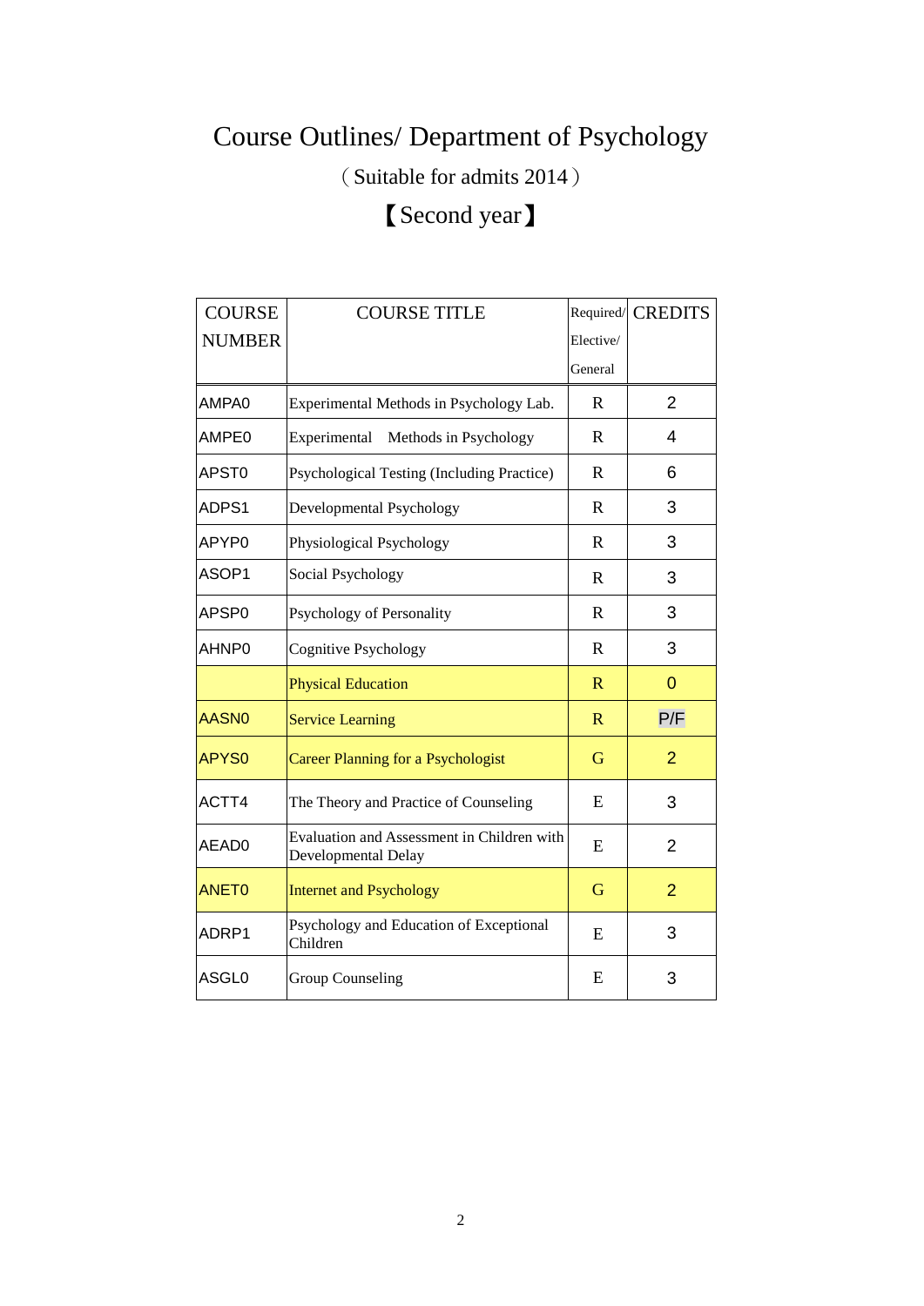# Course Outlines/ Department of Psychology

（Suitable for admits 2014）

【Second year】

| COURSE NUMBER | COURSE TITLE | Required/ Elective/ General | CREDITS |
|---|---|---|---|
| AMPA0 | Experimental Methods in Psychology Lab. | R | 2 |
| AMPE0 | Experimental Methods in Psychology | R | 4 |
| APST0 | Psychological Testing (Including Practice) | R | 6 |
| ADPS1 | Developmental Psychology | R | 3 |
| APYP0 | Physiological Psychology | R | 3 |
| ASOP1 | Social Psychology | R | 3 |
| APSP0 | Psychology of Personality | R | 3 |
| AHNP0 | Cognitive Psychology | R | 3 |
| | Physical Education | R | 0 |
| AASN0 | Service Learning | R | P/F |
| APYS0 | Career Planning for a Psychologist | G | 2 |
| ACTT4 | The Theory and Practice of Counseling | E | 3 |
| AEAD0 | Evaluation and Assessment in Children with Developmental Delay | E | 2 |
| ANET0 | Internet and Psychology | G | 2 |
| ADRP1 | Psychology and Education of Exceptional Children | E | 3 |
| ASGL0 | Group Counseling | E | 3 |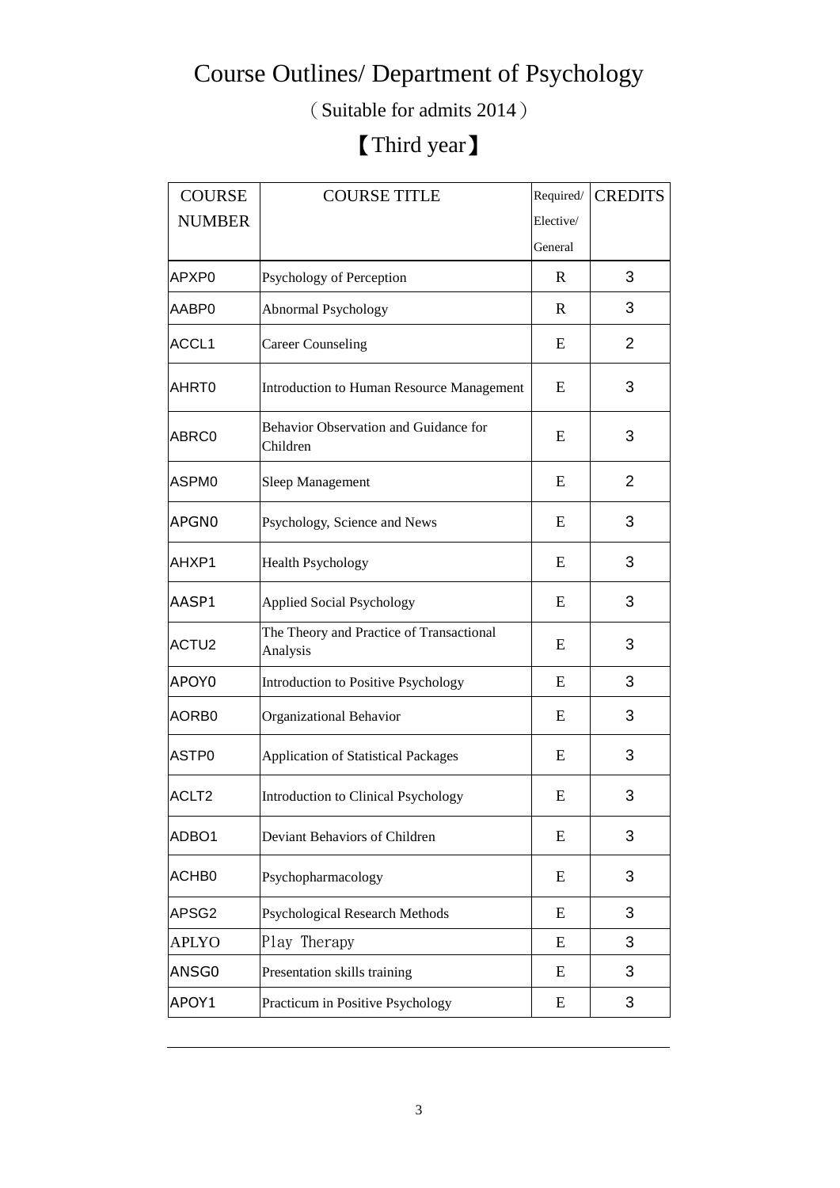# Course Outlines/ Department of Psychology

（Suitable for admits 2014）

## 【Third year】

| COURSE NUMBER | COURSE TITLE | Required/ Elective/ General | CREDITS |
|---|---|---|---|
| APXP0 | Psychology of Perception | R | 3 |
| AABP0 | Abnormal Psychology | R | 3 |
| ACCL1 | Career Counseling | E | 2 |
| AHRT0 | Introduction to Human Resource Management | E | 3 |
| ABRC0 | Behavior Observation and Guidance for Children | E | 3 |
| ASPM0 | Sleep Management | E | 2 |
| APGN0 | Psychology, Science and News | E | 3 |
| AHXP1 | Health Psychology | E | 3 |
| AASP1 | Applied Social Psychology | E | 3 |
| ACTU2 | The Theory and Practice of Transactional Analysis | E | 3 |
| APOY0 | Introduction to Positive Psychology | E | 3 |
| AORB0 | Organizational Behavior | E | 3 |
| ASTP0 | Application of Statistical Packages | E | 3 |
| ACLT2 | Introduction to Clinical Psychology | E | 3 |
| ADBO1 | Deviant Behaviors of Children | E | 3 |
| ACHB0 | Psychopharmacology | E | 3 |
| APSG2 | Psychological Research Methods | E | 3 |
| APLYO | Play Therapy | E | 3 |
| ANSG0 | Presentation skills training | E | 3 |
| APOY1 | Practicum in Positive Psychology | E | 3 |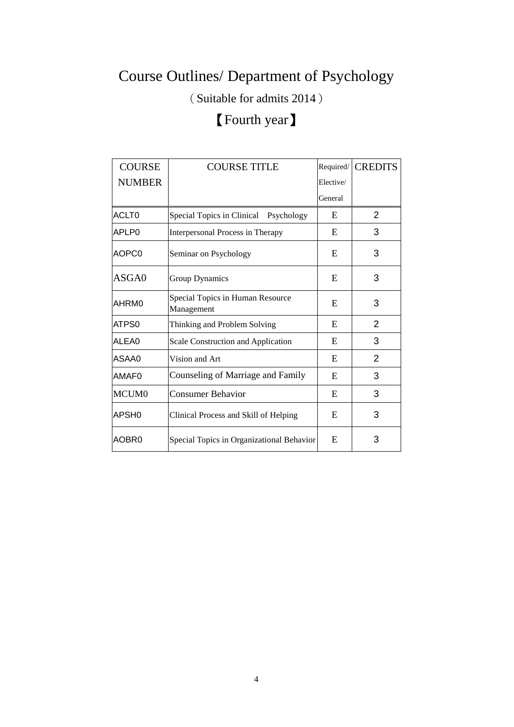# Course Outlines/ Department of Psychology

（Suitable for admits 2014）

【Fourth year】

| COURSE NUMBER | COURSE TITLE | Required/ Elective/ General | CREDITS |
|---|---|---|---|
| ACLT0 | Special Topics in Clinical Psychology | E | 2 |
| APLP0 | Interpersonal Process in Therapy | E | 3 |
| AOPC0 | Seminar on Psychology | E | 3 |
| ASGA0 | Group Dynamics | E | 3 |
| AHRM0 | Special Topics in Human Resource Management | E | 3 |
| ATPS0 | Thinking and Problem Solving | E | 2 |
| ALEA0 | Scale Construction and Application | E | 3 |
| ASAA0 | Vision and Art | E | 2 |
| AMAF0 | Counseling of Marriage and Family | E | 3 |
| MCUM0 | Consumer Behavior | E | 3 |
| APSH0 | Clinical Process and Skill of Helping | E | 3 |
| AOBR0 | Special Topics in Organizational Behavior | E | 3 |